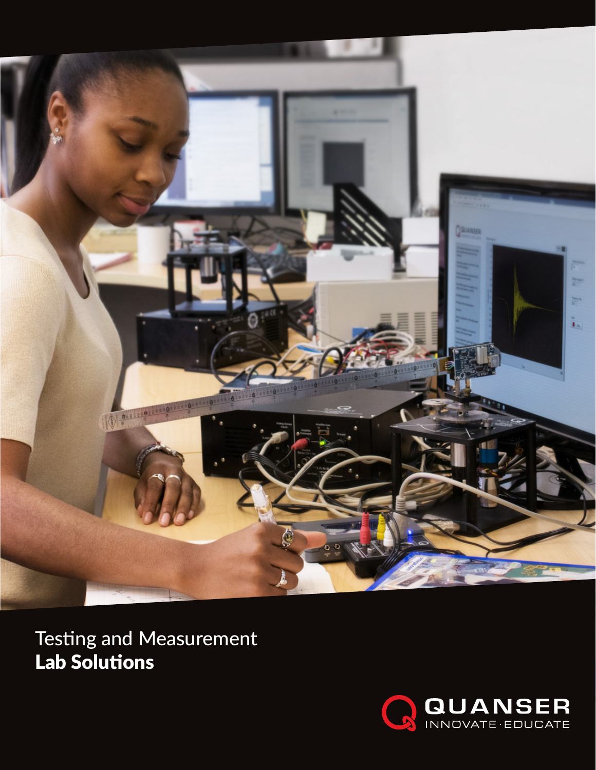# Testing and Measurement
# **Lab Solutions**

QUANSER
INNOVATE · EDUCATE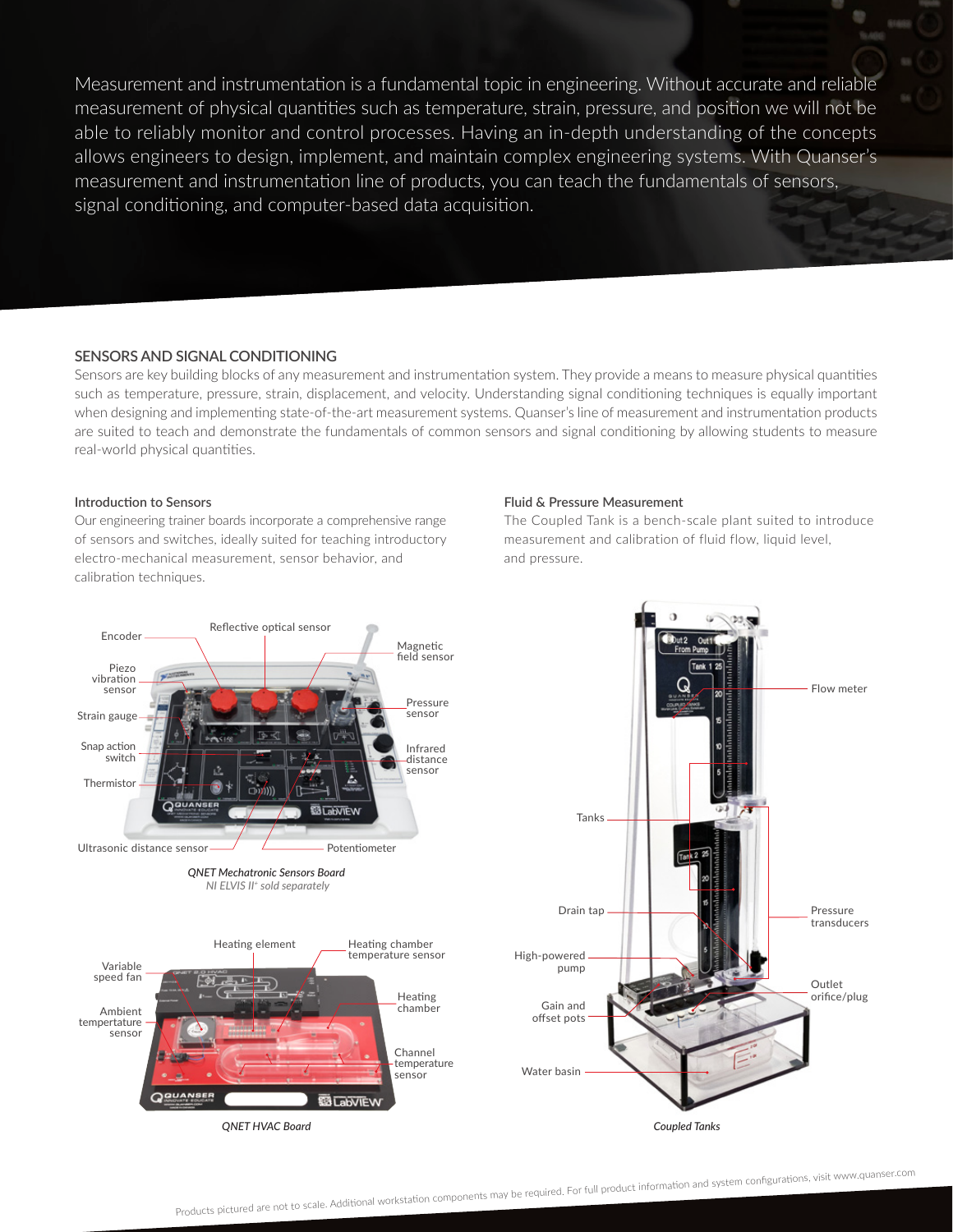Measurement and instrumentation is a fundamental topic in engineering. Without accurate and reliable measurement of physical quantities such as temperature, strain, pressure, and position we will not be able to reliably monitor and control processes. Having an in-depth understanding of the concepts allows engineers to design, implement, and maintain complex engineering systems. With Quanser's measurement and instrumentation line of products, you can teach the fundamentals of sensors, signal conditioning, and computer-based data acquisition.

## SENSORS AND SIGNAL CONDITIONING

Sensors are key building blocks of any measurement and instrumentation system. They provide a means to measure physical quantities such as temperature, pressure, strain, displacement, and velocity. Understanding signal conditioning techniques is equally important when designing and implementing state-of-the-art measurement systems. Quanser's line of measurement and instrumentation products are suited to teach and demonstrate the fundamentals of common sensors and signal conditioning by allowing students to measure real-world physical quantities.

### Introduction to Sensors

Our engineering trainer boards incorporate a comprehensive range of sensors and switches, ideally suited for teaching introductory electro-mechanical measurement, sensor behavior, and calibration techniques.

Encoder
Reflective optical sensor
Magnetic field sensor
Piezo vibration sensor
Strain gauge
Pressure sensor
Snap action switch
Infrared distance sensor
Thermistor
Ultrasonic distance sensor
Potentiometer

*QNET Mechatronic Sensors Board*
*NI ELVIS II+ sold separately*

Heating element
Heating chamber temperature sensor
Variable speed fan
Heating chamber
Ambient tempertature sensor
Channel temperature sensor

*QNET HVAC Board*

### Fluid & Pressure Measurement

The Coupled Tank is a bench-scale plant suited to introduce measurement and calibration of fluid flow, liquid level, and pressure.

Flow meter
Tanks
Drain tap
Pressure transducers
High-powered pump
Outlet orifice/plug
Gain and offset pots
Water basin

*Coupled Tanks*

Products pictured are not to scale. Additional workstation components may be required. For full product information and system configurations, visit www.quanser.com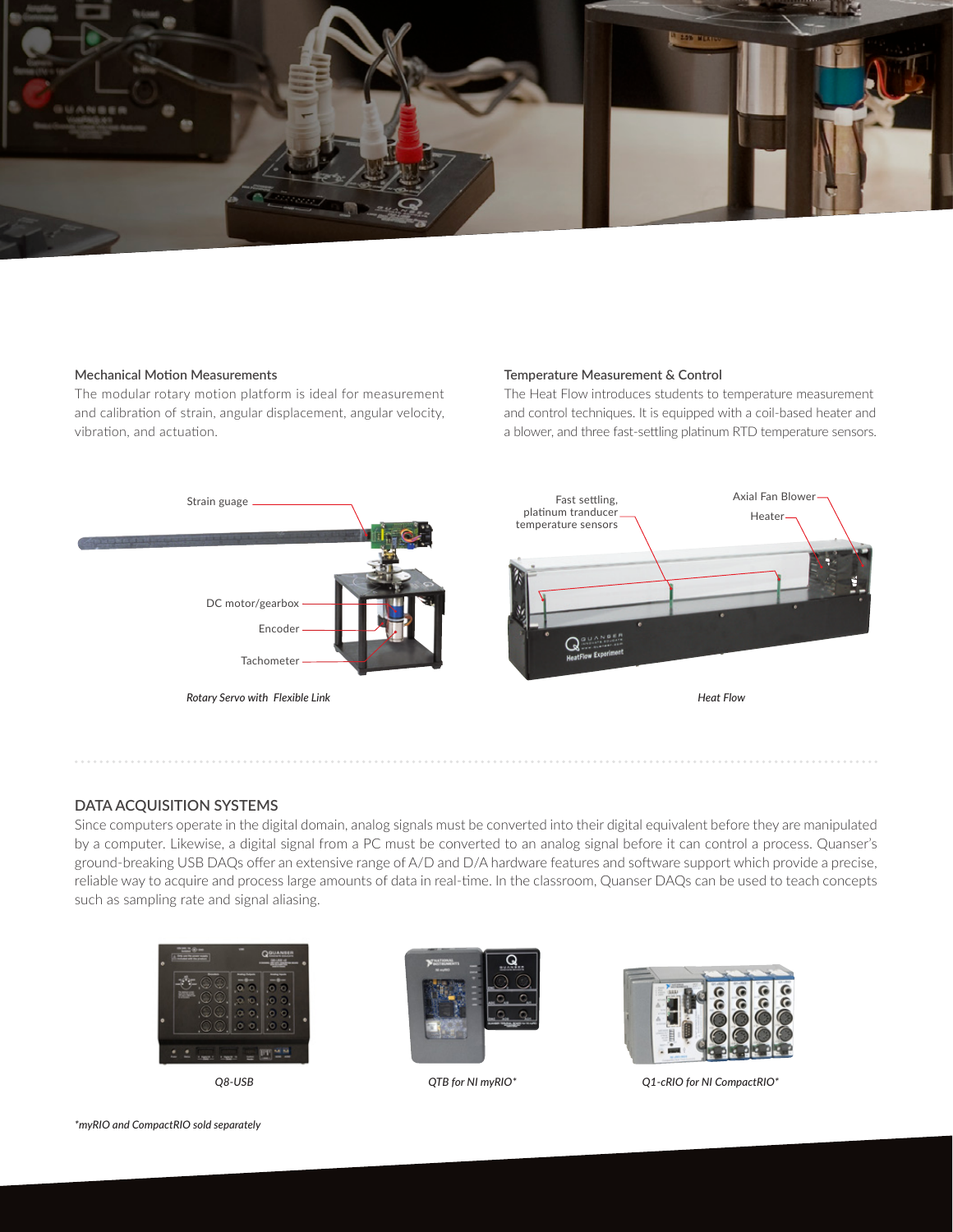### Mechanical Motion Measurements

The modular rotary motion platform is ideal for measurement and calibration of strain, angular displacement, angular velocity, vibration, and actuation.

Strain guage

DC motor/gearbox

Encoder

Tachometer

*Rotary Servo with Flexible Link*

### Temperature Measurement & Control

The Heat Flow introduces students to temperature measurement and control techniques. It is equipped with a coil-based heater and a blower, and three fast-settling platinum RTD temperature sensors.

Fast settling, platinum tranducer temperature sensors

Axial Fan Blower

Heater

*Heat Flow*

## DATA ACQUISITION SYSTEMS

Since computers operate in the digital domain, analog signals must be converted into their digital equivalent before they are manipulated by a computer. Likewise, a digital signal from a PC must be converted to an analog signal before it can control a process. Quanser's ground-breaking USB DAQs offer an extensive range of A/D and D/A hardware features and software support which provide a precise, reliable way to acquire and process large amounts of data in real-time. In the classroom, Quanser DAQs can be used to teach concepts such as sampling rate and signal aliasing.

*Q8-USB*

*QTB for NI myRIO**

*Q1-cRIO for NI CompactRIO**

**myRIO and CompactRIO sold separately*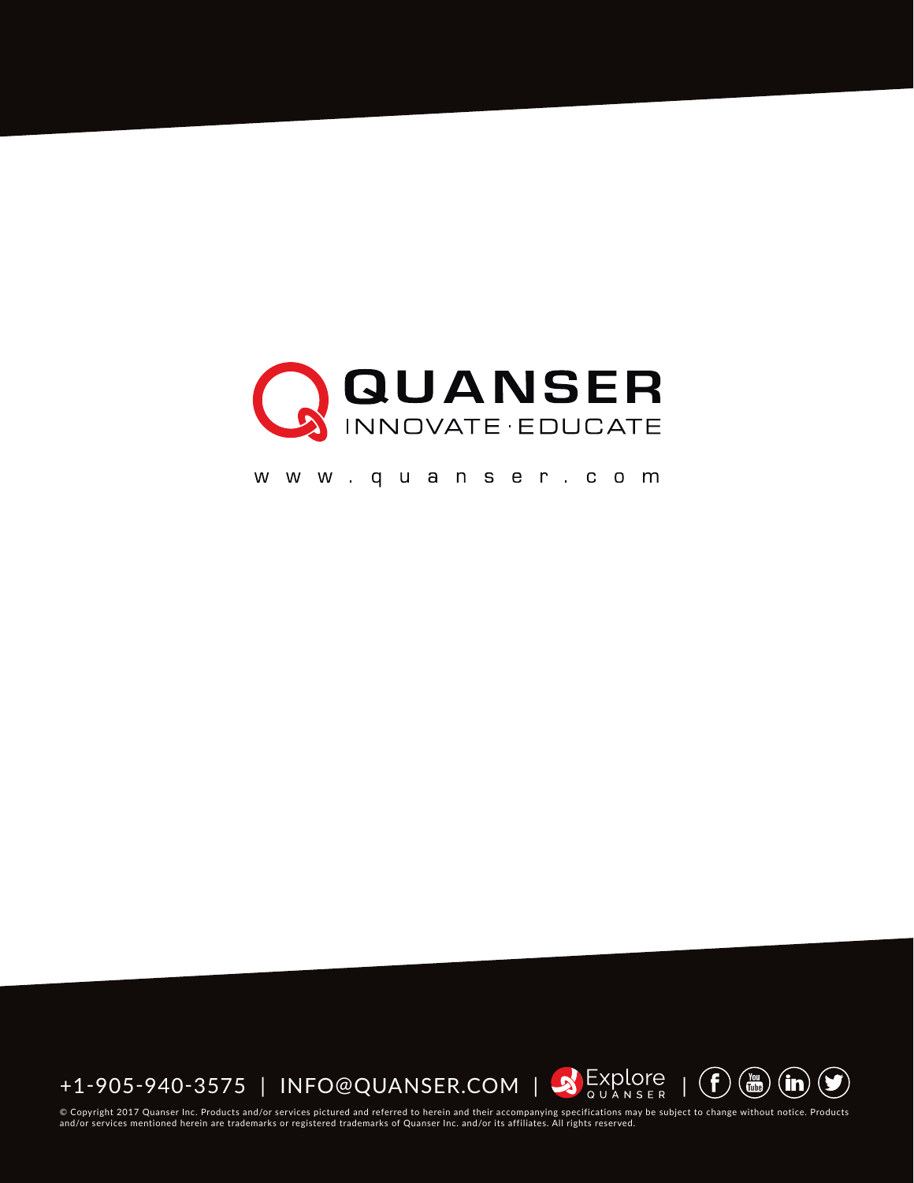QUANSER

INNOVATE · EDUCATE

w w w . q u a n s e r . c o m

+1-905-940-3575 | INFO@QUANSER.COM | Explore QUANSER |

© Copyright 2017 Quanser Inc. Products and/or services pictured and referred to herein and their accompanying specifications may be subject to change without notice. Products and/or services mentioned herein are trademarks or registered trademarks of Quanser Inc. and/or its affiliates. All rights reserved.